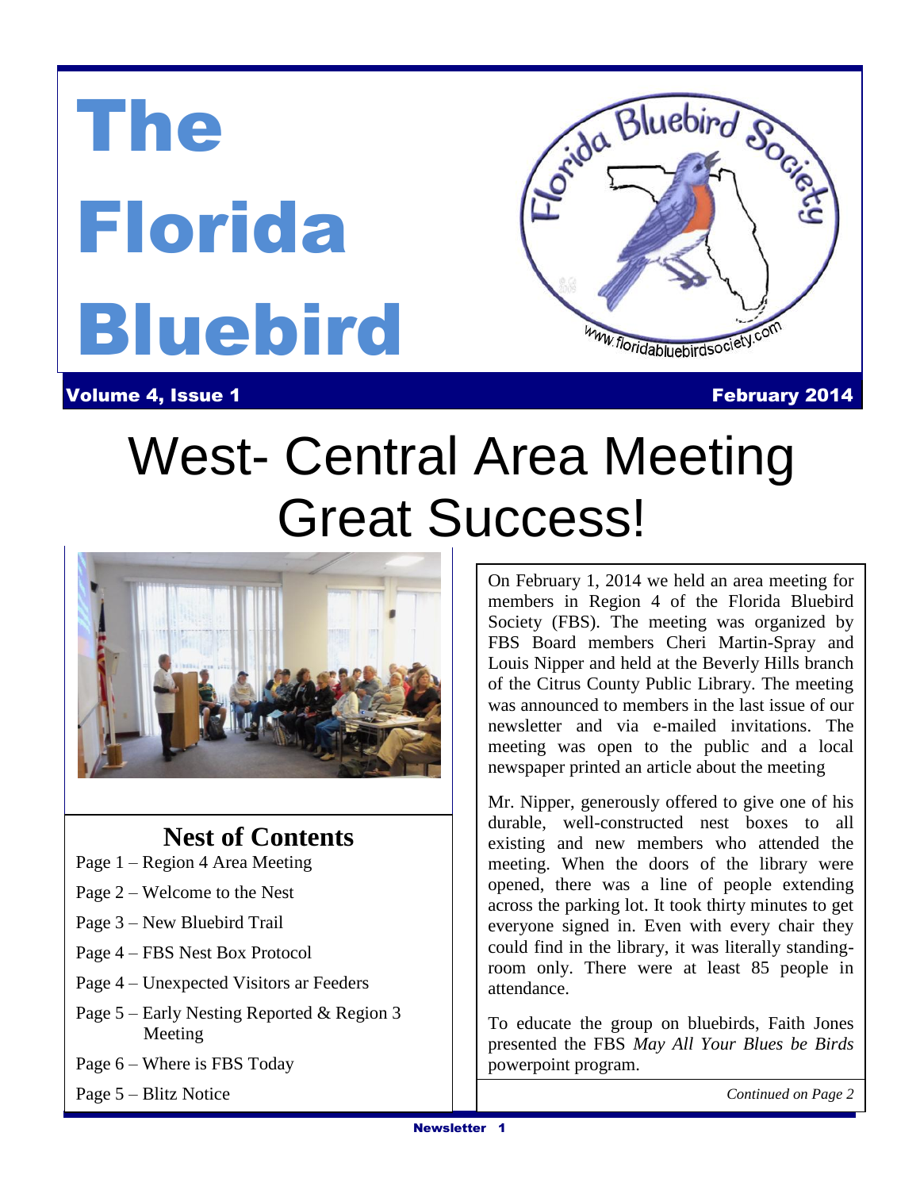# The Florida Bluebird

**Volume 4, Issue 1** **February 2014**

# West- Central Area Meeting Great Success!

## Nest of Contents

Page 1 – Region 4 Area Meeting

Page 2 – Welcome to the Nest

Page 3 – New Bluebird Trail

Page 4 – FBS Nest Box Protocol

Page 4 – Unexpected Visitors ar Feeders

Page 5 – Early Nesting Reported & Region 3 Meeting

Page 6 – Where is FBS Today

Page 5 – Blitz Notice

On February 1, 2014 we held an area meeting for members in Region 4 of the Florida Bluebird Society (FBS). The meeting was organized by FBS Board members Cheri Martin-Spray and Louis Nipper and held at the Beverly Hills branch of the Citrus County Public Library. The meeting was announced to members in the last issue of our newsletter and via e-mailed invitations. The meeting was open to the public and a local newspaper printed an article about the meeting

Mr. Nipper, generously offered to give one of his durable, well-constructed nest boxes to all existing and new members who attended the meeting. When the doors of the library were opened, there was a line of people extending across the parking lot. It took thirty minutes to get everyone signed in. Even with every chair they could find in the library, it was literally standing-room only. There were at least 85 people in attendance.

To educate the group on bluebirds, Faith Jones presented the FBS *May All Your Blues be Birds* powerpoint program.

*Continued on Page 2*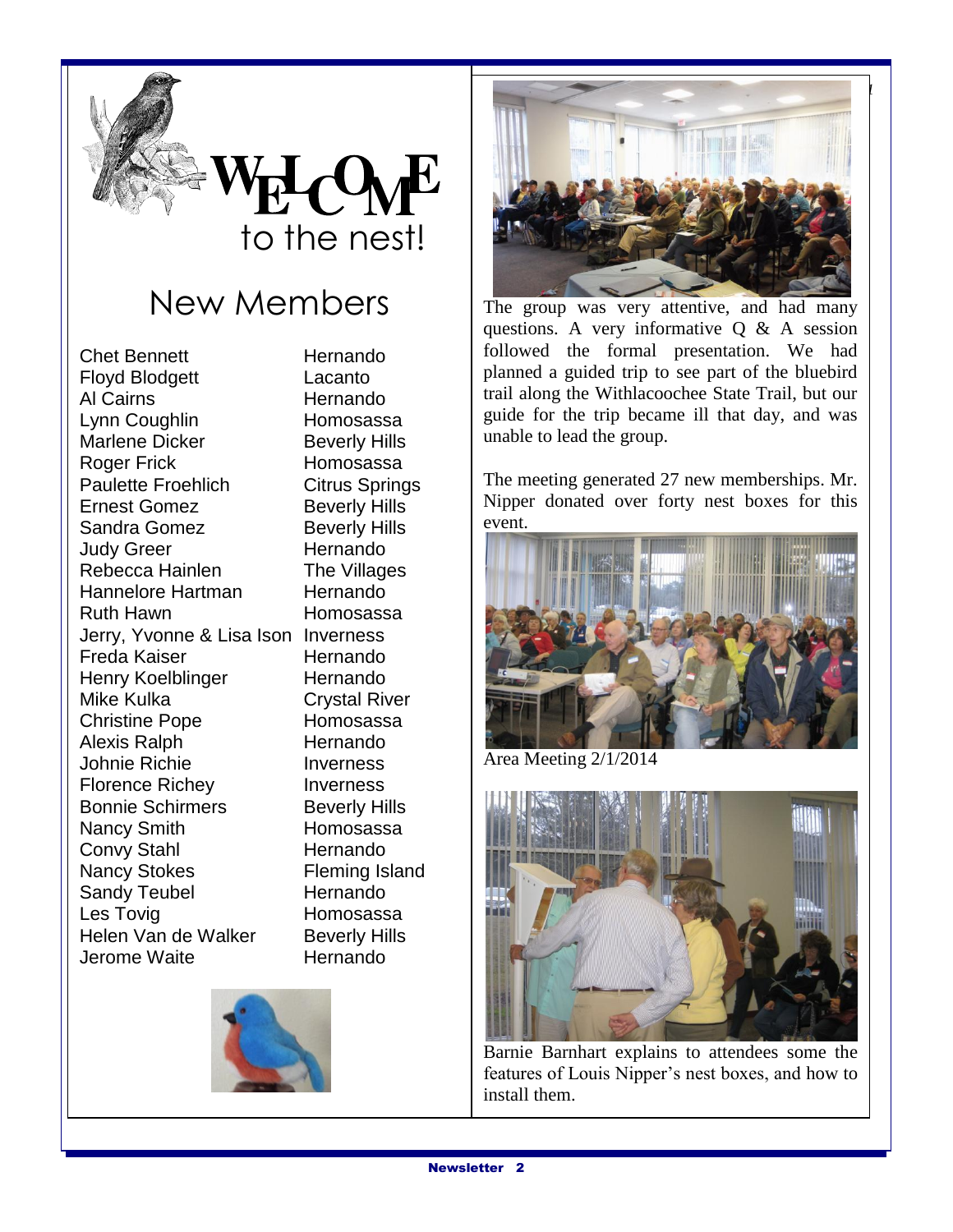# WELCOME to the nest!

## New Members

| Name | Location |
|---|---|
| Chet Bennett | Hernando |
| Floyd Blodgett | Lacanto |
| Al Cairns | Hernando |
| Lynn Coughlin | Homosassa |
| Marlene Dicker | Beverly Hills |
| Roger Frick | Homosassa |
| Paulette Froehlich | Citrus Springs |
| Ernest Gomez | Beverly Hills |
| Sandra Gomez | Beverly Hills |
| Judy Greer | Hernando |
| Rebecca Hainlen | The Villages |
| Hannelore Hartman | Hernando |
| Ruth Hawn | Homosassa |
| Jerry, Yvonne & Lisa Ison | Inverness |
| Freda Kaiser | Hernando |
| Henry Koelblinger | Hernando |
| Mike Kulka | Crystal River |
| Christine Pope | Homosassa |
| Alexis Ralph | Hernando |
| Johnie Richie | Inverness |
| Florence Richey | Inverness |
| Bonnie Schirmers | Beverly Hills |
| Nancy Smith | Homosassa |
| Convy Stahl | Hernando |
| Nancy Stokes | Fleming Island |
| Sandy Teubel | Hernando |
| Les Tovig | Homosassa |
| Helen Van de Walker | Beverly Hills |
| Jerome Waite | Hernando |

The group was very attentive, and had many questions. A very informative Q & A session followed the formal presentation. We had planned a guided trip to see part of the bluebird trail along the Withlacoochee State Trail, but our guide for the trip became ill that day, and was unable to lead the group.

The meeting generated 27 new memberships. Mr. Nipper donated over forty nest boxes for this event.

Area Meeting 2/1/2014

Barnie Barnhart explains to attendees some the features of Louis Nipper's nest boxes, and how to install them.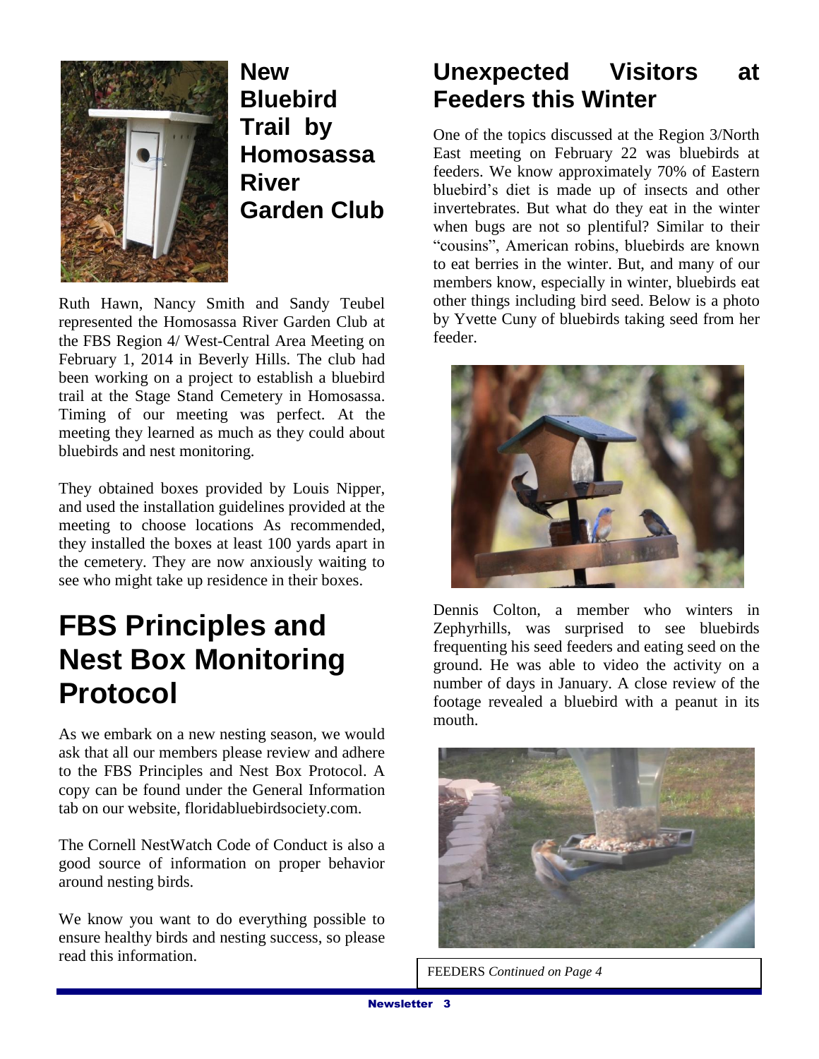## New Bluebird Trail by Homosassa River Garden Club

Ruth Hawn, Nancy Smith and Sandy Teubel represented the Homosassa River Garden Club at the FBS Region 4/ West-Central Area Meeting on February 1, 2014 in Beverly Hills. The club had been working on a project to establish a bluebird trail at the Stage Stand Cemetery in Homosassa. Timing of our meeting was perfect. At the meeting they learned as much as they could about bluebirds and nest monitoring.

They obtained boxes provided by Louis Nipper, and used the installation guidelines provided at the meeting to choose locations As recommended, they installed the boxes at least 100 yards apart in the cemetery. They are now anxiously waiting to see who might take up residence in their boxes.

# FBS Principles and Nest Box Monitoring Protocol

As we embark on a new nesting season, we would ask that all our members please review and adhere to the FBS Principles and Nest Box Protocol. A copy can be found under the General Information tab on our website, floridabluebirdsociety.com.

The Cornell NestWatch Code of Conduct is also a good source of information on proper behavior around nesting birds.

We know you want to do everything possible to ensure healthy birds and nesting success, so please read this information.

## Unexpected Visitors at Feeders this Winter

One of the topics discussed at the Region 3/North East meeting on February 22 was bluebirds at feeders. We know approximately 70% of Eastern bluebird's diet is made up of insects and other invertebrates. But what do they eat in the winter when bugs are not so plentiful? Similar to their "cousins", American robins, bluebirds are known to eat berries in the winter. But, and many of our members know, especially in winter, bluebirds eat other things including bird seed. Below is a photo by Yvette Cuny of bluebirds taking seed from her feeder.

Dennis Colton, a member who winters in Zephyrhills, was surprised to see bluebirds frequenting his seed feeders and eating seed on the ground. He was able to video the activity on a number of days in January. A close review of the footage revealed a bluebird with a peanut in its mouth.

FEEDERS *Continued on Page 4*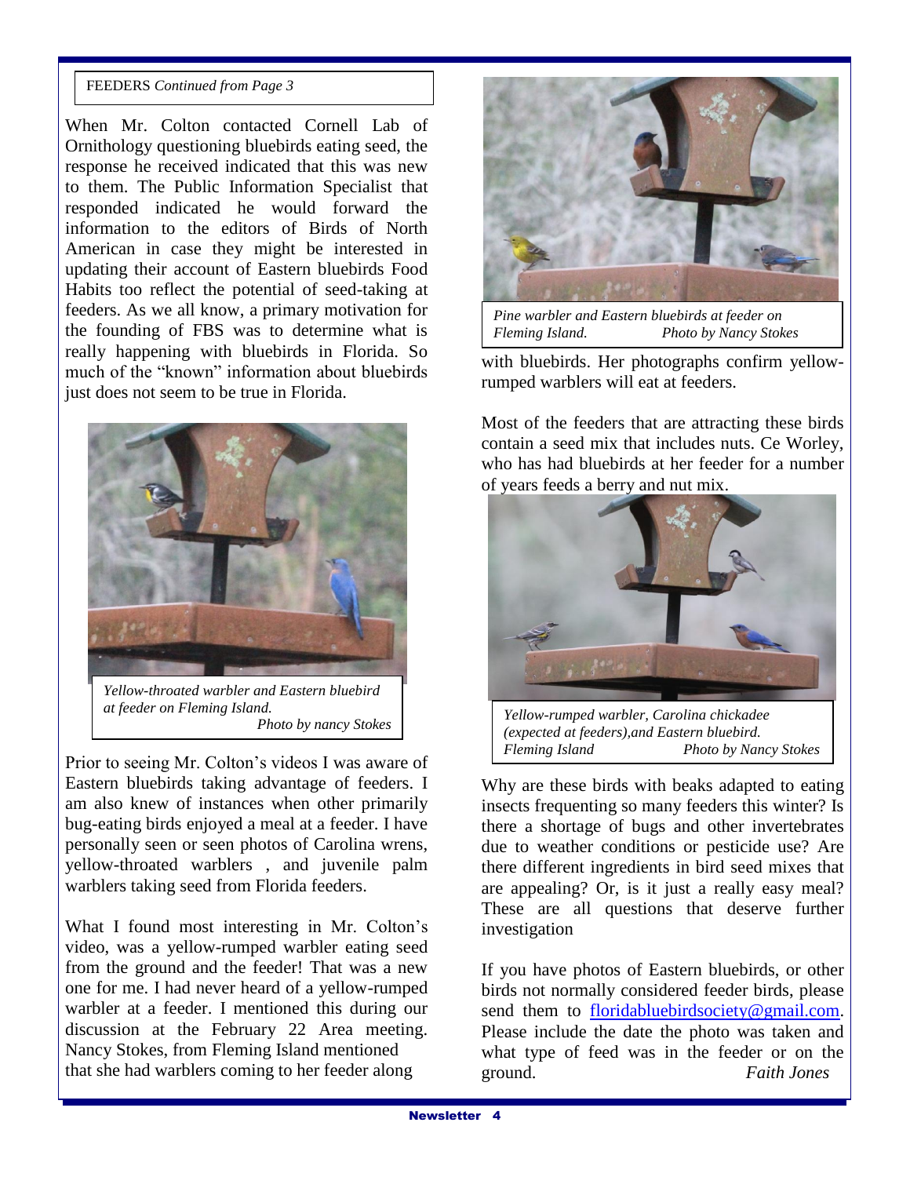FEEDERS *Continued from Page 3*

When Mr. Colton contacted Cornell Lab of Ornithology questioning bluebirds eating seed, the response he received indicated that this was new to them. The Public Information Specialist that responded indicated he would forward the information to the editors of Birds of North American in case they might be interested in updating their account of Eastern bluebirds Food Habits too reflect the potential of seed-taking at feeders. As we all know, a primary motivation for the founding of FBS was to determine what is really happening with bluebirds in Florida. So much of the "known" information about bluebirds just does not seem to be true in Florida.

*Yellow-throated warbler and Eastern bluebird at feeder on Fleming Island.* *Photo by nancy Stokes*

Prior to seeing Mr. Colton's videos I was aware of Eastern bluebirds taking advantage of feeders. I am also knew of instances when other primarily bug-eating birds enjoyed a meal at a feeder. I have personally seen or seen photos of Carolina wrens, yellow-throated warblers , and juvenile palm warblers taking seed from Florida feeders.

What I found most interesting in Mr. Colton's video, was a yellow-rumped warbler eating seed from the ground and the feeder! That was a new one for me. I had never heard of a yellow-rumped warbler at a feeder. I mentioned this during our discussion at the February 22 Area meeting. Nancy Stokes, from Fleming Island mentioned that she had warblers coming to her feeder along with bluebirds. Her photographs confirm yellow-rumped warblers will eat at feeders.

*Pine warbler and Eastern bluebirds at feeder on Fleming Island.* *Photo by Nancy Stokes*

Most of the feeders that are attracting these birds contain a seed mix that includes nuts. Ce Worley, who has had bluebirds at her feeder for a number of years feeds a berry and nut mix.

*Yellow-rumped warbler, Carolina chickadee (expected at feeders),and Eastern bluebird. Fleming Island* *Photo by Nancy Stokes*

Why are these birds with beaks adapted to eating insects frequenting so many feeders this winter? Is there a shortage of bugs and other invertebrates due to weather conditions or pesticide use? Are there different ingredients in bird seed mixes that are appealing? Or, is it just a really easy meal? These are all questions that deserve further investigation

If you have photos of Eastern bluebirds, or other birds not normally considered feeder birds, please send them to floridabluebirdsociety@gmail.com. Please include the date the photo was taken and what type of feed was in the feeder or on the ground.

*Faith Jones*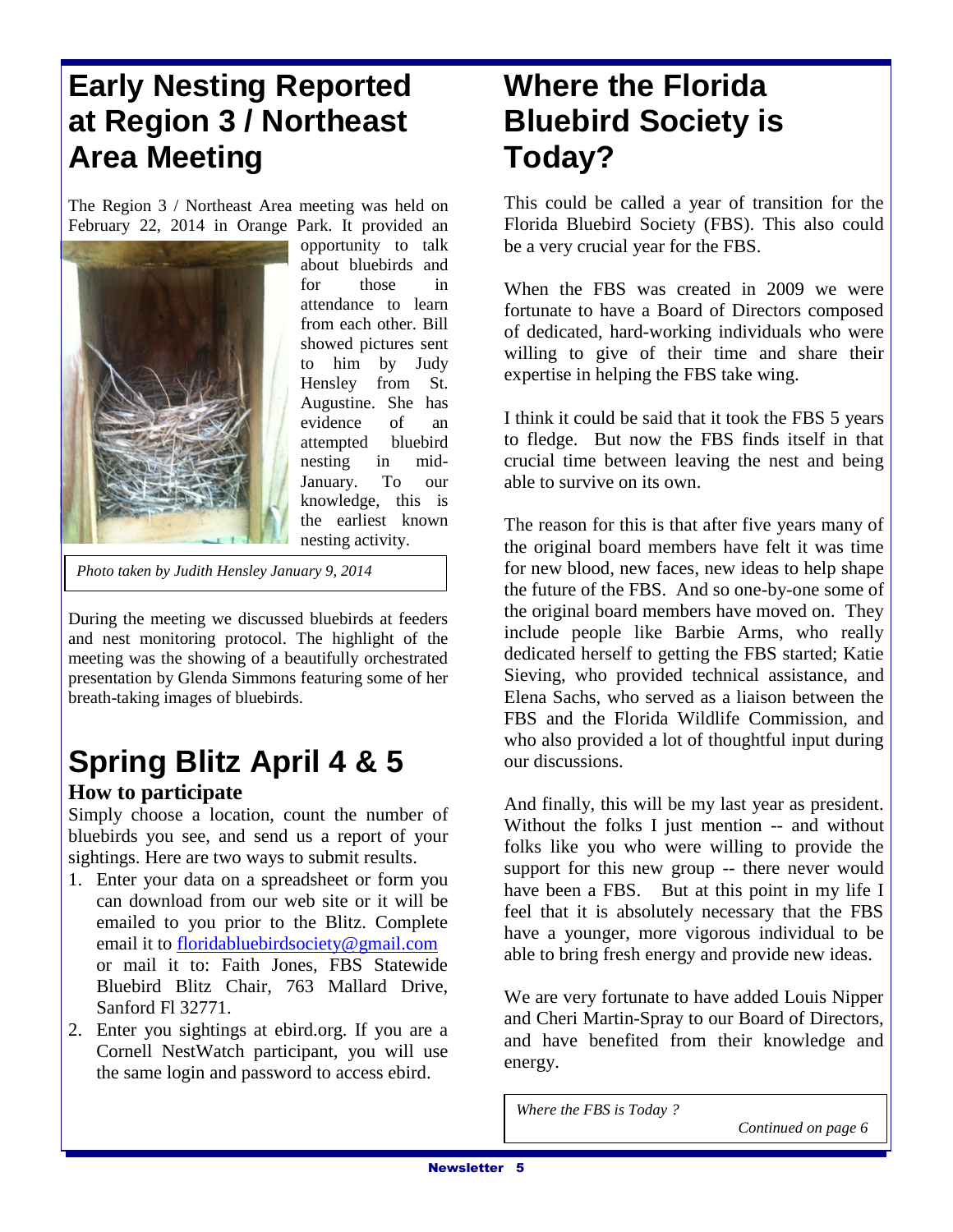# Early Nesting Reported at Region 3 / Northeast Area Meeting

The Region 3 / Northeast Area meeting was held on February 22, 2014 in Orange Park. It provided an opportunity to talk about bluebirds and for those in attendance to learn from each other. Bill showed pictures sent to him by Judy Hensley from St. Augustine. She has evidence of an attempted bluebird nesting in mid-January. To our knowledge, this is the earliest known nesting activity.

*Photo taken by Judith Hensley January 9, 2014*

During the meeting we discussed bluebirds at feeders and nest monitoring protocol. The highlight of the meeting was the showing of a beautifully orchestrated presentation by Glenda Simmons featuring some of her breath-taking images of bluebirds.

# Spring Blitz April 4 & 5

### How to participate

Simply choose a location, count the number of bluebirds you see, and send us a report of your sightings. Here are two ways to submit results.

1. Enter your data on a spreadsheet or form you can download from our web site or it will be emailed to you prior to the Blitz. Complete email it to floridabluebirdsociety@gmail.com or mail it to: Faith Jones, FBS Statewide Bluebird Blitz Chair, 763 Mallard Drive, Sanford Fl 32771.
2. Enter you sightings at ebird.org. If you are a Cornell NestWatch participant, you will use the same login and password to access ebird.

# Where the Florida Bluebird Society is Today?

This could be called a year of transition for the Florida Bluebird Society (FBS). This also could be a very crucial year for the FBS.

When the FBS was created in 2009 we were fortunate to have a Board of Directors composed of dedicated, hard-working individuals who were willing to give of their time and share their expertise in helping the FBS take wing.

I think it could be said that it took the FBS 5 years to fledge. But now the FBS finds itself in that crucial time between leaving the nest and being able to survive on its own.

The reason for this is that after five years many of the original board members have felt it was time for new blood, new faces, new ideas to help shape the future of the FBS. And so one-by-one some of the original board members have moved on. They include people like Barbie Arms, who really dedicated herself to getting the FBS started; Katie Sieving, who provided technical assistance, and Elena Sachs, who served as a liaison between the FBS and the Florida Wildlife Commission, and who also provided a lot of thoughtful input during our discussions.

And finally, this will be my last year as president. Without the folks I just mention -- and without folks like you who were willing to provide the support for this new group -- there never would have been a FBS. But at this point in my life I feel that it is absolutely necessary that the FBS have a younger, more vigorous individual to be able to bring fresh energy and provide new ideas.

We are very fortunate to have added Louis Nipper and Cheri Martin-Spray to our Board of Directors, and have benefited from their knowledge and energy.

*Where the FBS is Today ?*

*Continued on page 6*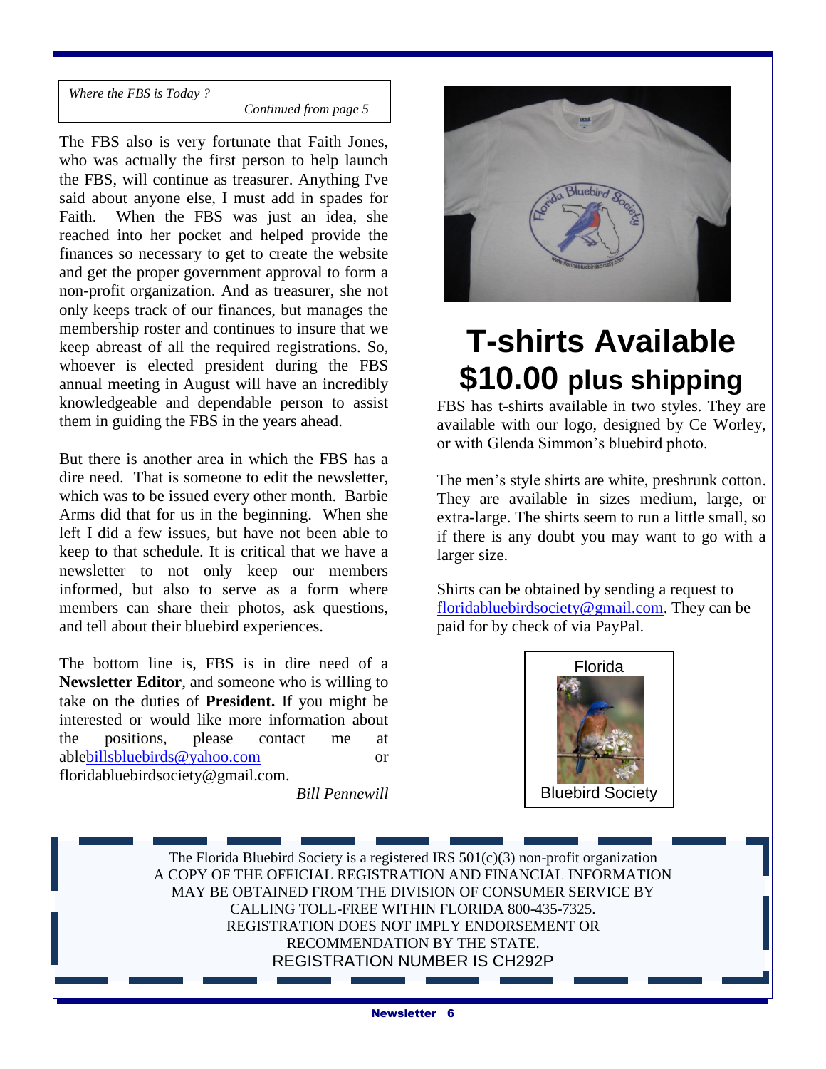*Where the FBS is Today ?*

*Continued from page 5*

The FBS also is very fortunate that Faith Jones, who was actually the first person to help launch the FBS, will continue as treasurer. Anything I've said about anyone else, I must add in spades for Faith. When the FBS was just an idea, she reached into her pocket and helped provide the finances so necessary to get to create the website and get the proper government approval to form a non-profit organization. And as treasurer, she not only keeps track of our finances, but manages the membership roster and continues to insure that we keep abreast of all the required registrations. So, whoever is elected president during the FBS annual meeting in August will have an incredibly knowledgeable and dependable person to assist them in guiding the FBS in the years ahead.

But there is another area in which the FBS has a dire need. That is someone to edit the newsletter, which was to be issued every other month. Barbie Arms did that for us in the beginning. When she left I did a few issues, but have not been able to keep to that schedule. It is critical that we have a newsletter to not only keep our members informed, but also to serve as a form where members can share their photos, ask questions, and tell about their bluebird experiences.

The bottom line is, FBS is in dire need of a **Newsletter Editor**, and someone who is willing to take on the duties of **President.** If you might be interested or would like more information about the positions, please contact me at ablebillsbluebirds@yahoo.com or floridabluebirdsociety@gmail.com.

*Bill Pennewill*

# T-shirts Available

## $10.00 plus shipping

FBS has t-shirts available in two styles. They are available with our logo, designed by Ce Worley, or with Glenda Simmon's bluebird photo.

The men's style shirts are white, preshrunk cotton. They are available in sizes medium, large, or extra-large. The shirts seem to run a little small, so if there is any doubt you may want to go with a larger size.

Shirts can be obtained by sending a request to floridabluebirdsociety@gmail.com. They can be paid for by check of via PayPal.

Florida

Bluebird Society

The Florida Bluebird Society is a registered IRS 501(c)(3) non-profit organization
A COPY OF THE OFFICIAL REGISTRATION AND FINANCIAL INFORMATION MAY BE OBTAINED FROM THE DIVISION OF CONSUMER SERVICE BY CALLING TOLL-FREE WITHIN FLORIDA 800-435-7325.
REGISTRATION DOES NOT IMPLY ENDORSEMENT OR RECOMMENDATION BY THE STATE.
REGISTRATION NUMBER IS CH292P